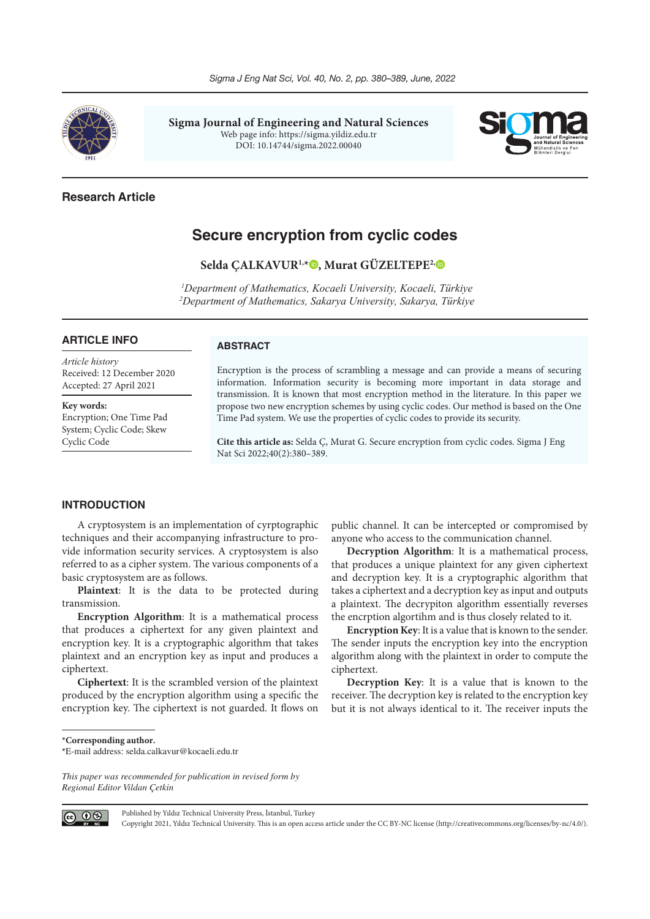Sigma Journal of Engineering and Natural Sciences
Web page info: https://sigma.yildiz.edu.tr
DOI: 10.14744/sigma.2022.00040

**Research Article**

# Secure encryption from cyclic codes

**Selda ÇALKAVUR[1,*], Murat GÜZELTEPE[2]**

[1]*Department of Mathematics, Kocaeli University, Kocaeli, Türkiye*
[2]*Department of Mathematics, Sakarya University, Sakarya, Türkiye*

## ARTICLE INFO

*Article history*
Received: 12 December 2020
Accepted: 27 April 2021

**Key words:**
Encryption; One Time Pad System; Cyclic Code; Skew Cyclic Code

## ABSTRACT

Encryption is the process of scrambling a message and can provide a means of securing information. Information security is becoming more important in data storage and transmission. It is known that most encryption method in the literature. In this paper we propose two new encryption schemes by using cyclic codes. Our method is based on the One Time Pad system. We use the properties of cyclic codes to provide its security.

**Cite this article as:** Selda Ç, Murat G. Secure encryption from cyclic codes. Sigma J Eng Nat Sci 2022;40(2):380–389.

## INTRODUCTION

A cryptosystem is an implementation of cyrptographic techniques and their accompanying infrastructure to provide information security services. A cryptosystem is also referred to as a cipher system. The various components of a basic cryptosystem are as follows.

**Plaintext**: It is the data to be protected during transmission.

**Encryption Algorithm**: It is a mathematical process that produces a ciphertext for any given plaintext and encryption key. It is a cryptographic algorithm that takes plaintext and an encryption key as input and produces a ciphertext.

**Ciphertext**: It is the scrambled version of the plaintext produced by the encryption algorithm using a specific the encryption key. The ciphertext is not guarded. It flows on public channel. It can be intercepted or compromised by anyone who access to the communication channel.

**Decryption Algorithm**: It is a mathematical process, that produces a unique plaintext for any given ciphertext and decryption key. It is a cryptographic algorithm that takes a ciphertext and a decryption key as input and outputs a plaintext. The decrypiton algorithm essentially reverses the encrption algortihm and is thus closely related to it.

**Encryption Key**: It is a value that is known to the sender. The sender inputs the encryption key into the encryption algorithm along with the plaintext in order to compute the ciphertext.

**Decryption Key**: It is a value that is known to the receiver. The decryption key is related to the encryption key but it is not always identical to it. The receiver inputs the

---

***Corresponding author.**
*E-mail address: selda.calkavur@kocaeli.edu.tr

*This paper was recommended for publication in revised form by Regional Editor Vildan Çetkin*

Published by Yıldız Technical University Press, İstanbul, Turkey
Copyright 2021, Yıldız Technical University. This is an open access article under the CC BY-NC license (http://creativecommons.org/licenses/by-nc/4.0/).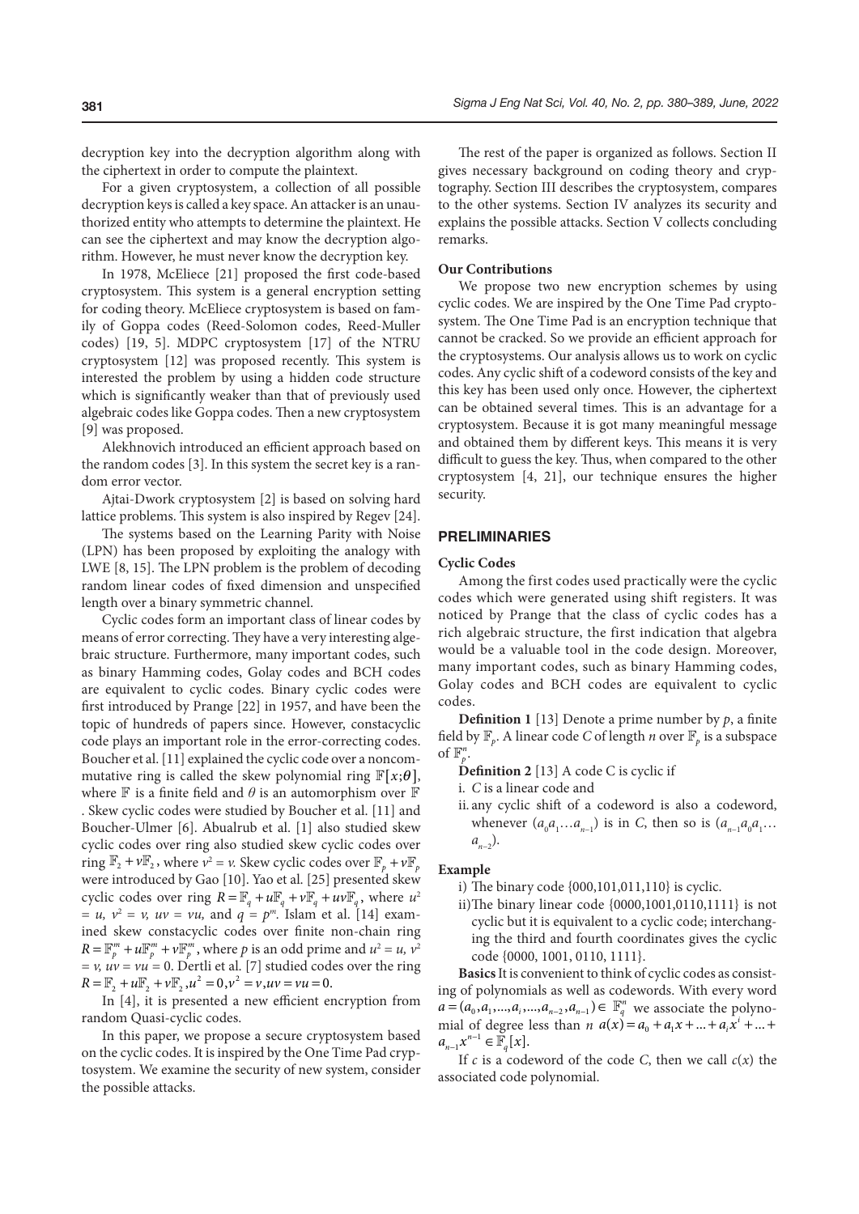decryption key into the decryption algorithm along with the ciphertext in order to compute the plaintext.

For a given cryptosystem, a collection of all possible decryption keys is called a key space. An attacker is an unauthorized entity who attempts to determine the plaintext. He can see the ciphertext and may know the decryption algorithm. However, he must never know the decryption key.

In 1978, McEliece [21] proposed the first code-based cryptosystem. This system is a general encryption setting for coding theory. McEliece cryptosystem is based on family of Goppa codes (Reed-Solomon codes, Reed-Muller codes) [19, 5]. MDPC cryptosystem [17] of the NTRU cryptosystem [12] was proposed recently. This system is interested the problem by using a hidden code structure which is significantly weaker than that of previously used algebraic codes like Goppa codes. Then a new cryptosystem [9] was proposed.

Alekhnovich introduced an efficient approach based on the random codes [3]. In this system the secret key is a random error vector.

Ajtai-Dwork cryptosystem [2] is based on solving hard lattice problems. This system is also inspired by Regev [24].

The systems based on the Learning Parity with Noise (LPN) has been proposed by exploiting the analogy with LWE [8, 15]. The LPN problem is the problem of decoding random linear codes of fixed dimension and unspecified length over a binary symmetric channel.

Cyclic codes form an important class of linear codes by means of error correcting. They have a very interesting algebraic structure. Furthermore, many important codes, such as binary Hamming codes, Golay codes and BCH codes are equivalent to cyclic codes. Binary cyclic codes were first introduced by Prange [22] in 1957, and have been the topic of hundreds of papers since. However, constacyclic code plays an important role in the error-correcting codes. Boucher et al. [11] explained the cyclic code over a noncommutative ring is called the skew polynomial ring $\mathbb{F}[x;\theta]$, where $\mathbb{F}$ is a finite field and $\theta$ is an automorphism over $\mathbb{F}$. Skew cyclic codes were studied by Boucher et al. [11] and Boucher-Ulmer [6]. Abualrub et al. [1] also studied skew cyclic codes over ring also studied skew cyclic codes over ring $\mathbb{F}_2 + v\mathbb{F}_2$, where $v^2 = v$. Skew cyclic codes over $\mathbb{F}_p + v\mathbb{F}_p$ were introduced by Gao [10]. Yao et al. [25] presented skew cyclic codes over ring $R = \mathbb{F}_q + u\mathbb{F}_q + v\mathbb{F}_q + uv\mathbb{F}_q$, where $u^2 = u$, $v^2 = v$, $uv = vu$, and $q = p^m$. Islam et al. [14] examined skew constacyclic codes over finite non-chain ring $R = \mathbb{F}_p^m + u\mathbb{F}_p^m + v\mathbb{F}_p^m$, where $p$ is an odd prime and $u^2 = u$, $v^2 = v$, $uv = vu = 0$. Dertli et al. [7] studied codes over the ring $R = \mathbb{F}_2 + u\mathbb{F}_2 + v\mathbb{F}_2, u^2 = 0, v^2 = v, uv = vu = 0$.

In [4], it is presented a new efficient encryption from random Quasi-cyclic codes.

In this paper, we propose a secure cryptosystem based on the cyclic codes. It is inspired by the One Time Pad cryptosystem. We examine the security of new system, consider the possible attacks.

The rest of the paper is organized as follows. Section II gives necessary background on coding theory and cryptography. Section III describes the cryptosystem, compares to the other systems. Section IV analyzes its security and explains the possible attacks. Section V collects concluding remarks.

### Our Contributions

We propose two new encryption schemes by using cyclic codes. We are inspired by the One Time Pad cryptosystem. The One Time Pad is an encryption technique that cannot be cracked. So we provide an efficient approach for the cryptosystems. Our analysis allows us to work on cyclic codes. Any cyclic shift of a codeword consists of the key and this key has been used only once. However, the ciphertext can be obtained several times. This is an advantage for a cryptosystem. Because it is got many meaningful message and obtained them by different keys. This means it is very difficult to guess the key. Thus, when compared to the other cryptosystem [4, 21], our technique ensures the higher security.

## PRELIMINARIES

### Cyclic Codes

Among the first codes used practically were the cyclic codes which were generated using shift registers. It was noticed by Prange that the class of cyclic codes has a rich algebraic structure, the first indication that algebra would be a valuable tool in the code design. Moreover, many important codes, such as binary Hamming codes, Golay codes and BCH codes are equivalent to cyclic codes.

**Definition 1** [13] Denote a prime number by $p$, a finite field by $\mathbb{F}_p$. A linear code $C$ of length $n$ over $\mathbb{F}_p$ is a subspace of $\mathbb{F}_p^n$.

**Definition 2** [13] A code C is cyclic if

i. $C$ is a linear code and
ii. any cyclic shift of a codeword is also a codeword, whenever $(a_0 a_1 \ldots a_{n-1})$ is in $C$, then so is $(a_{n-1} a_0 a_1 \ldots a_{n-2})$.

### Example

i) The binary code {000,101,011,110} is cyclic.

ii) The binary linear code {0000,1001,0110,1111} is not cyclic but it is equivalent to a cyclic code; interchanging the third and fourth coordinates gives the cyclic code {0000, 1001, 0110, 1111}.

**Basics** It is convenient to think of cyclic codes as consisting of polynomials as well as codewords. With every word $a = (a_0, a_1, \ldots, a_i, \ldots, a_{n-2}, a_{n-1}) \in \mathbb{F}_q^n$ we associate the polynomial of degree less than $n$ $a(x) = a_0 + a_1x + \ldots + a_ix^i + \ldots + a_{n-1}x^{n-1} \in \mathbb{F}_q[x]$.

If $c$ is a codeword of the code $C$, then we call $c(x)$ the associated code polynomial.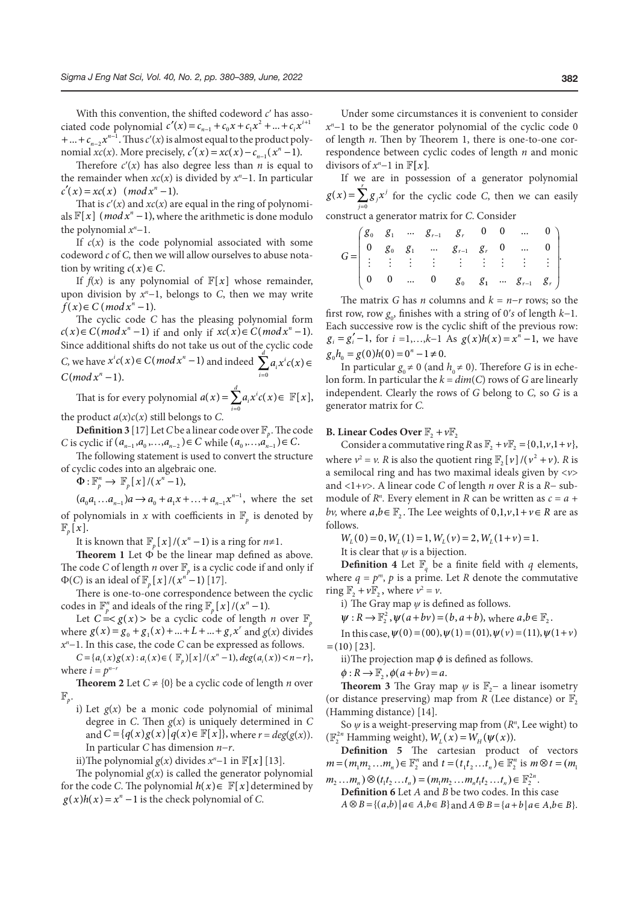With this convention, the shifted codeword $c'$ has associated code polynomial $c'(x) = c_{n-1} + c_0 x + c_1 x^2 + ... + c_i x^{i+1} + ... + c_{n-2} x^{n-1}$. Thus $c'(x)$ is almost equal to the product polynomial $xc(x)$. More precisely, $c'(x) = xc(x) - c_{n-1}(x^n - 1)$.

Therefore $c'(x)$ has also degree less than $n$ is equal to the remainder when $xc(x)$ is divided by $x^n-1$. In particular $c'(x) = xc(x) \pmod{x^n - 1}$.

That is $c'(x)$ and $xc(x)$ are equal in the ring of polynomials $\mathbb{F}[x] \ (mod\, x^n - 1)$, where the arithmetic is done modulo the polynomial $x^n-1$.

If $c(x)$ is the code polynomial associated with some codeword $c$ of $C$, then we will allow ourselves to abuse notation by writing $c(x) \in C$.

If $f(x)$ is any polynomial of $\mathbb{F}[x]$ whose remainder, upon division by $x^n-1$, belongs to $C$, then we may write $f(x) \in C \ (mod\, x^n - 1)$.

The cyclic code $C$ has the pleasing polynomial form $c(x) \in C(mod\, x^n - 1)$ if and only if $xc(x) \in C(mod\, x^n - 1)$. Since additional shifts do not take us out of the cyclic code $C$, we have $x^i c(x) \in C(mod\, x^n - 1)$ and indeed $\sum_{i=0}^{d} a_i x^i c(x) \in C(mod\, x^n - 1)$.

That is for every polynomial $a(x) = \sum_{i=0}^{d} a_i x^i c(x) \in \mathbb{F}[x]$, the product $a(x)c(x)$ still belongs to $C$.

**Definition 3** [17] Let $C$ be a linear code over $\mathbb{F}_p$. The code $C$ is cyclic if $(a_{n-1}, a_0, \ldots, a_{n-2}) \in C$ while $(a_0, \ldots, a_{n-1}) \in C$.

The following statement is used to convert the structure of cyclic codes into an algebraic one.

$\Phi : \mathbb{F}_p^n \to \mathbb{F}_p[x]/(x^n - 1)$,

$(a_0 a_1 \ldots a_{n-1})a \to a_0 + a_1 x + \ldots + a_{n-1}x^{n-1}$, where the set of polynomials in $x$ with coefficients in $\mathbb{F}_p$ is denoted by $\mathbb{F}_p[x]$.

It is known that $\mathbb{F}_p[x]/(x^n - 1)$ is a ring for $n \neq 1$.

**Theorem 1** Let $\Phi$ be the linear map defined as above. The code $C$ of length $n$ over $\mathbb{F}_p$ is a cyclic code if and only if $\Phi(C)$ is an ideal of $\mathbb{F}_p[x]/(x^n - 1)$ [17].

There is one-to-one correspondence between the cyclic codes in $\mathbb{F}_p^n$ and ideals of the ring $\mathbb{F}_p[x]/(x^n - 1)$.

Let $C =< g(x) >$ be a cyclic code of length $n$ over $\mathbb{F}_p$ where $g(x) = g_0 + g_1(x) + ... + L + ... + g_r x^r$ and $g(x)$ divides $x^n-1$. In this case, the code $C$ can be expressed as follows.

$C = \{a_i(x)g(x) : a_i(x) \in (\mathbb{F}_p)[x]/(x^n - 1), deg(a_i(x)) < n - r\}$, where $i = p^{n-r}$

**Theorem 2** Let $C \neq \{0\}$ be a cyclic code of length $n$ over $\mathbb{F}_p$.

i) Let $g(x)$ be a monic code polynomial of minimal degree in $C$. Then $g(x)$ is uniquely determined in $C$ and $C = \{q(x)g(x) \mid q(x) \in \mathbb{F}[x]\}$, where $r = deg(g(x))$. In particular $C$ has dimension $n-r$.

ii) The polynomial $g(x)$ divides $x^n-1$ in $\mathbb{F}[x]$ [13].

The polynomial $g(x)$ is called the generator polynomial for the code $C$. The polynomial $h(x) \in \mathbb{F}[x]$ determined by $g(x)h(x) = x^n - 1$ is the check polynomial of $C$.

Under some circumstances it is convenient to consider $x^n-1$ to be the generator polynomial of the cyclic code 0 of length $n$. Then by Theorem 1, there is one-to-one correspondence between cyclic codes of length $n$ and monic divisors of $x^n-1$ in $\mathbb{F}[x]$.

If we are in possession of a generator polynomial $g(x) = \sum_{j=0}^{r} g_j x^j$ for the cyclic code $C$, then we can easily construct a generator matrix for $C$. Consider

$$G = \begin{pmatrix} g_0 & g_1 & \ldots & g_{r-1} & g_r & 0 & 0 & \ldots & 0 \\ 0 & g_0 & g_1 & \ldots & g_{r-1} & g_r & 0 & \ldots & 0 \\ \vdots & \vdots & \vdots & \vdots & \vdots & \vdots & \vdots & \vdots & \vdots \\ 0 & 0 & \ldots & 0 & g_0 & g_1 & \ldots & g_{r-1} & g_r \end{pmatrix}.$$

The matrix $G$ has $n$ columns and $k = n-r$ rows; so the first row, row $g_0$, finishes with a string of 0's of length $k-1$. Each successive row is the cyclic shift of the previous row: $g_i = g_i' - 1$, for $i = 1, \ldots, k-1$ As $g(x)h(x) = x^n - 1$, we have $g_0 h_0 = g(0)h(0) = 0^n - 1 \neq 0$.

In particular $g_0 \neq 0$ (and $h_0 \neq 0$). Therefore $G$ is in echelon form. In particular the $k = dim(C)$ rows of $G$ are linearly independent. Clearly the rows of $G$ belong to $C$, so $G$ is a generator matrix for $C$.

### B. Linear Codes Over $\mathbb{F}_2 + v\mathbb{F}_2$

Consider a commutative ring $R$ as $\mathbb{F}_2 + v\mathbb{F}_2 = \{0, 1, v, 1 + v\}$, where $v^2 = v$. $R$ is also the quotient ring $\mathbb{F}_2[v]/(v^2 + v)$. $R$ is a semilocal ring and has two maximal ideals given by $<v>$ and $<1+v>$. A linear code $C$ of length $n$ over $R$ is a $R-$ submodule of $R^n$. Every element in $R$ can be written as $c = a + bv$, where $a, b \in \mathbb{F}_2$. The Lee weights of $0, 1, v, 1 + v \in R$ are as follows.

$W_L(0) = 0, W_L(1) = 1, W_L(v) = 2, W_L(1 + v) = 1.$

It is clear that $\psi$ is a bijection.

**Definition 4** Let $\mathbb{F}_q$ be a finite field with $q$ elements, where $q = p^m$, $p$ is a prime. Let $R$ denote the commutative ring $\mathbb{F}_2 + v\mathbb{F}_2$, where $v^2 = v$.

i) The Gray map $\psi$ is defined as follows.

$\psi : R \to \mathbb{F}_2^2, \psi(a + bv) = (b, a + b)$, where $a, b \in \mathbb{F}_2$.

In this case, $\psi(0) = (00), \psi(1) = (01), \psi(v) = (11), \psi(1 + v) = (10)$ [23].

ii) The projection map $\phi$ is defined as follows.

$\phi : R \to \mathbb{F}_2, \phi(a + bv) = a.$

**Theorem 3** The Gray map $\psi$ is $\mathbb{F}_2-$ a linear isometry (or distance preserving) map from $R$ (Lee distance) or $\mathbb{F}_2$ (Hamming distance) [14].

So $\psi$ is a weight-preserving map from ($R^n$, Lee wight) to ($\mathbb{F}_2^{2n}$ Hamming weight), $W_L(x) = W_H(\psi(x))$.

**Definition 5** The cartesian product of vectors $m = (m_1 m_2 \ldots m_n) \in \mathbb{F}_2^n$ and $t = (t_1 t_2 \ldots t_n) \in \mathbb{F}_2^n$ is $m \otimes t = (m_1 m_2 \ldots m_n) \otimes (t_1 t_2 \ldots t_n) = (m_1 m_2 \ldots m_n t_1 t_2 \ldots t_n) \in \mathbb{F}_2^{2n}$.

**Definition 6** Let $A$ and $B$ be two codes. In this case $A \otimes B = \{(a, b) \mid a \in A, b \in B\}$ and $A \oplus B = \{a + b \mid a \in A, b \in B\}$.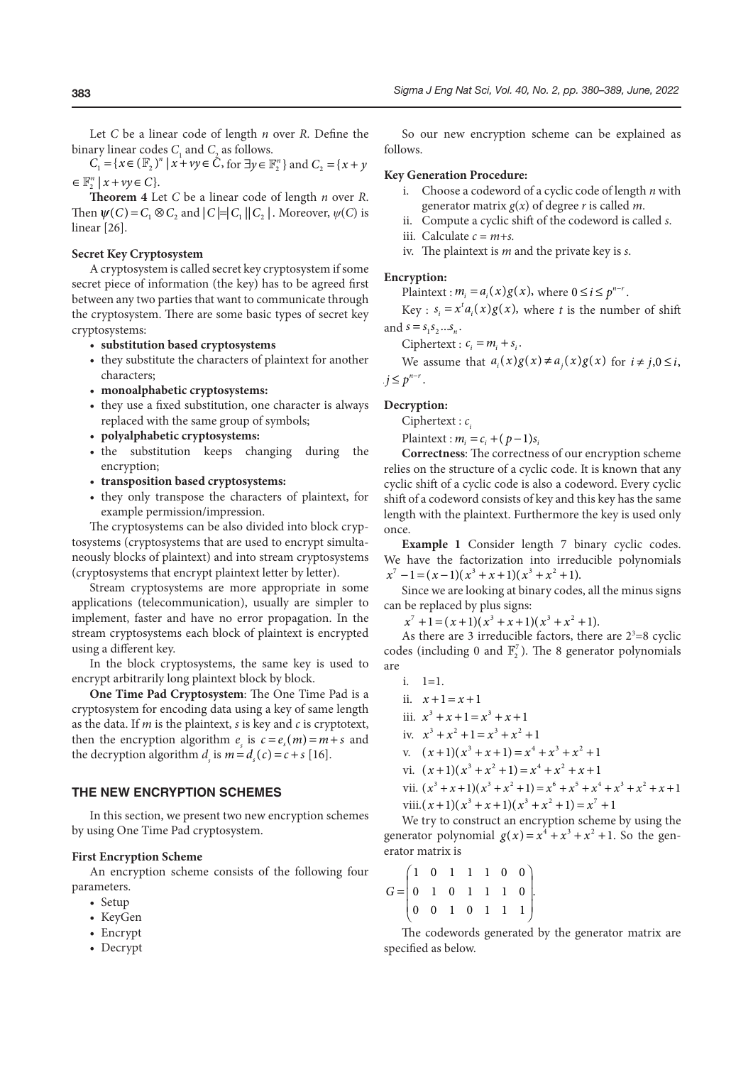Let $C$ be a linear code of length $n$ over $R$. Define the binary linear codes $C_1$ and $C_2$ as follows.

$C_1 = \{x \in (\mathbb{F}_2)^n \mid x + vy \in C, \text{ for } \exists y \in \mathbb{F}_2^n\}$ and $C_2 = \{x + y \in \mathbb{F}_2^n \mid x + vy \in C\}$.

**Theorem 4** Let $C$ be a linear code of length $n$ over $R$. Then $\psi(C) = C_1 \otimes C_2$ and $|C| = |C_1||C_2|$. Moreover, $\psi(C)$ is linear [26].

**Secret Key Cryptosystem**

A cryptosystem is called secret key cryptosystem if some secret piece of information (the key) has to be agreed first between any two parties that want to communicate through the cryptosystem. There are some basic types of secret key cryptosystems:

- **substitution based cryptosystems**
- they substitute the characters of plaintext for another characters;
- **monoalphabetic cryptosystems:**
- they use a fixed substitution, one character is always replaced with the same group of symbols;
- **polyalphabetic cryptosystems:**
- the substitution keeps changing during the encryption;
- **transposition based cryptosystems:**
- they only transpose the characters of plaintext, for example permission/impression.

The cryptosystems can be also divided into block cryptosystems (cryptosystems that are used to encrypt simultaneously blocks of plaintext) and into stream cryptosystems (cryptosystems that encrypt plaintext letter by letter).

Stream cryptosystems are more appropriate in some applications (telecommunication), usually are simpler to implement, faster and have no error propagation. In the stream cryptosystems each block of plaintext is encrypted using a different key.

In the block cryptosystems, the same key is used to encrypt arbitrarily long plaintext block by block.

**One Time Pad Cryptosystem**: The One Time Pad is a cryptosystem for encoding data using a key of same length as the data. If $m$ is the plaintext, $s$ is key and $c$ is cryptotext, then the encryption algorithm $e_s$ is $c = e_s(m) = m + s$ and the decryption algorithm $d_s$ is $m = d_s(c) = c + s$ [16].

## THE NEW ENCRYPTION SCHEMES

In this section, we present two new encryption schemes by using One Time Pad cryptosystem.

**First Encryption Scheme**

An encryption scheme consists of the following four parameters.

- Setup
- KeyGen
- Encrypt
- Decrypt

So our new encryption scheme can be explained as follows.

**Key Generation Procedure:**

i. Choose a codeword of a cyclic code of length $n$ with generator matrix $g(x)$ of degree $r$ is called $m$.

ii. Compute a cyclic shift of the codeword is called $s$.

iii. Calculate $c = m+s$.

iv. The plaintext is $m$ and the private key is $s$.

**Encryption:**

Plaintext : $m_i = a_i(x)g(x)$, where $0 \le i \le p^{n-r}$.

Key : $s_i = x^t a_i(x)g(x)$, where $t$ is the number of shift and $s = s_1 s_2 \ldots s_n$.

Ciphertext : $c_i = m_i + s_i$.

We assume that $a_i(x)g(x) \ne a_j(x)g(x)$ for $i \ne j, 0 \le i, j \le p^{n-r}$.

**Decryption:**

Ciphertext : $c_i$

Plaintext : $m_i = c_i + (p-1)s_i$

**Correctness**: The correctness of our encryption scheme relies on the structure of a cyclic code. It is known that any cyclic shift of a cyclic code is also a codeword. Every cyclic shift of a codeword consists of key and this key has the same length with the plaintext. Furthermore the key is used only once.

**Example 1** Consider length 7 binary cyclic codes. We have the factorization into irreducible polynomials $x^7 - 1 = (x-1)(x^3 + x + 1)(x^3 + x^2 + 1)$.

Since we are looking at binary codes, all the minus signs can be replaced by plus signs:

$x^7 + 1 = (x+1)(x^3 + x + 1)(x^3 + x^2 + 1)$.

As there are 3 irreducible factors, there are $2^3=8$ cyclic codes (including 0 and $\mathbb{F}_2^7$). The 8 generator polynomials are

i. $1=1$.

ii. $x+1 = x+1$

iii. $x^3 + x + 1 = x^3 + x + 1$

iv. $x^3 + x^2 + 1 = x^3 + x^2 + 1$

v. $(x+1)(x^3 + x + 1) = x^4 + x^3 + x^2 + 1$

vi. $(x+1)(x^3 + x^2 + 1) = x^4 + x^2 + x + 1$

vii. $(x^3 + x + 1)(x^3 + x^2 + 1) = x^6 + x^5 + x^4 + x^3 + x^2 + x + 1$

viii. $(x+1)(x^3 + x + 1)(x^3 + x^2 + 1) = x^7 + 1$

We try to construct an encryption scheme by using the generator polynomial $g(x) = x^4 + x^3 + x^2 + 1$. So the generator matrix is

$$G = \begin{pmatrix} 1 & 0 & 1 & 1 & 1 & 0 & 0 \\ 0 & 1 & 0 & 1 & 1 & 1 & 0 \\ 0 & 0 & 1 & 0 & 1 & 1 & 1 \end{pmatrix}.$$

The codewords generated by the generator matrix are specified as below.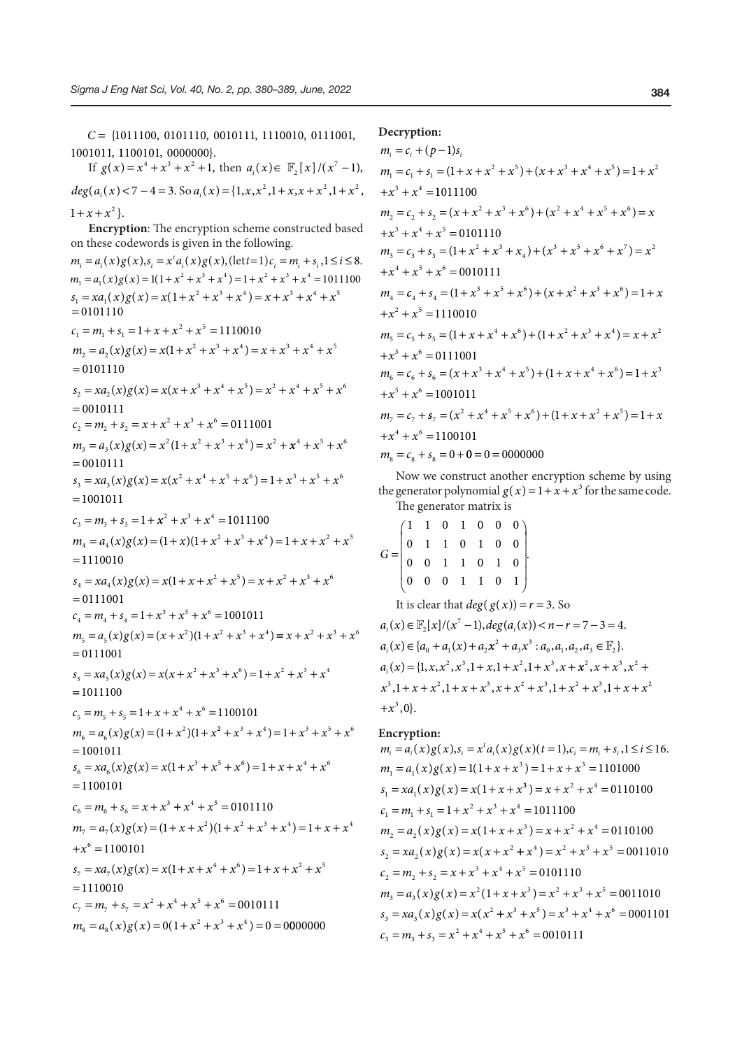$C =$ {1011100, 0101110, 0010111, 1110010, 0111001, 1001011, 1100101, 0000000}.

If $g(x) = x^4 + x^3 + x^2 + 1$, then $a_i(x) \in \mathbb{F}_2[x]/(x^7 - 1)$, $deg(a_i(x) < 7 - 4 = 3$. So $a_i(x) = \{1, x, x^2, 1+x, x+x^2, 1+x^2, 1+x+x^2\}$.

**Encryption**: The encryption scheme constructed based on these codewords is given in the following.

$m_i = a_i(x)g(x), s_i = x^t a_i(x)g(x), (\text{let } t = 1)\, c_i = m_i + s_i, 1 \le i \le 8.$

$m_1 = a_1(x)g(x) = 1(1 + x^2 + x^3 + x^4) = 1 + x^2 + x^3 + x^4 = 1011100$

$s_1 = xa_1(x)g(x) = x(1 + x^2 + x^3 + x^4) = x + x^3 + x^4 + x^5 = 0101110$

$c_1 = m_1 + s_1 = 1 + x + x^2 + x^5 = 1110010$

$m_2 = a_2(x)g(x) = x(1 + x^2 + x^3 + x^4) = x + x^3 + x^4 + x^5 = 0101110$

$s_2 = xa_2(x)g(x) = x(x + x^3 + x^4 + x^5) = x^2 + x^4 + x^5 + x^6 = 0010111$

$c_2 = m_2 + s_2 = x + x^2 + x^3 + x^6 = 0111001$

$m_3 = a_3(x)g(x) = x^2(1 + x^2 + x^3 + x^4) = x^2 + x^4 + x^5 + x^6 = 0010111$

$s_3 = xa_3(x)g(x) = x(x^2 + x^4 + x^5 + x^6) = 1 + x^3 + x^5 + x^6 = 1001011$

$c_3 = m_3 + s_3 = 1 + x^2 + x^3 + x^4 = 1011100$

$m_4 = a_4(x)g(x) = (1 + x)(1 + x^2 + x^3 + x^4) = 1 + x + x^2 + x^5 = 1110010$

$s_4 = xa_4(x)g(x) = x(1 + x + x^2 + x^5) = x + x^2 + x^3 + x^6 = 0111001$

$c_4 = m_4 + s_4 = 1 + x^3 + x^5 + x^6 = 1001011$

$m_5 = a_5(x)g(x) = (x + x^2)(1 + x^2 + x^3 + x^4) = x + x^2 + x^3 + x^6 = 0111001$

$s_5 = xa_5(x)g(x) = x(x + x^2 + x^3 + x^6) = 1 + x^2 + x^3 + x^4 = 1011100$

$c_5 = m_5 + s_5 = 1 + x + x^4 + x^6 = 1100101$

$m_6 = a_6(x)g(x) = (1 + x^2)(1 + x^2 + x^3 + x^4) = 1 + x^3 + x^5 + x^6 = 1001011$

$s_6 = xa_6(x)g(x) = x(1 + x^3 + x^5 + x^6) = 1 + x + x^4 + x^6 = 1100101$

$c_6 = m_6 + s_6 = x + x^3 + x^4 + x^5 = 0101110$

$m_7 = a_7(x)g(x) = (1 + x + x^2)(1 + x^2 + x^3 + x^4) = 1 + x + x^4 + x^6 = 1100101$

$s_7 = xa_7(x)g(x) = x(1 + x + x^4 + x^6) = 1 + x + x^2 + x^5 = 1110010$

$c_7 = m_7 + s_7 = x^2 + x^4 + x^5 + x^6 = 0010111$

$m_8 = a_8(x)g(x) = 0(1 + x^2 + x^3 + x^4) = 0 = 0000000$

**Decryption:**

$m_i = c_i + (p - 1)s_i$

$m_1 = c_1 + s_1 = (1 + x + x^2 + x^5) + (x + x^3 + x^4 + x^5) = 1 + x^2 + x^3 + x^4 = 1011100$

$m_2 = c_2 + s_2 = (x + x^2 + x^3 + x^6) + (x^2 + x^4 + x^5 + x^6) = x + x^3 + x^4 + x^5 = 0101110$

$m_3 = c_3 + s_3 = (1 + x^2 + x^3 + x_4) + (x^3 + x^5 + x^6 + x^7) = x^2 + x^4 + x^5 + x^6 = 0010111$

$m_4 = c_4 + s_4 = (1 + x^3 + x^5 + x^6) + (x + x^2 + x^3 + x^6) = 1 + x + x^2 + x^5 = 1110010$

$m_5 = c_5 + s_5 = (1 + x + x^4 + x^6) + (1 + x^2 + x^3 + x^4) = x + x^2 + x^3 + x^6 = 0111001$

$m_6 = c_6 + s_6 = (x + x^3 + x^4 + x^5) + (1 + x + x^4 + x^6) = 1 + x^3 + x^5 + x^6 = 1001011$

$m_7 = c_7 + s_7 = (x^2 + x^4 + x^5 + x^6) + (1 + x + x^2 + x^5) = 1 + x + x^4 + x^6 = 1100101$

$m_8 = c_8 + s_8 = 0 + 0 = 0 = 0000000$

Now we construct another encryption scheme by using the generator polynomial $g(x) = 1 + x + x^3$ for the same code.

The generator matrix is

$$G = \begin{pmatrix} 1 & 1 & 0 & 1 & 0 & 0 & 0 \\ 0 & 1 & 1 & 0 & 1 & 0 & 0 \\ 0 & 0 & 1 & 1 & 0 & 1 & 0 \\ 0 & 0 & 0 & 1 & 1 & 0 & 1 \end{pmatrix}.$$

It is clear that $deg(g(x)) = r = 3$. So

$a_i(x) \in \mathbb{F}_2[x]/(x^7 - 1), deg(a_i(x)) < n - r = 7 - 3 = 4.$

$a_i(x) \in \{a_0 + a_1(x) + a_2 x^2 + a_3 x^3 : a_0, a_1, a_2, a_3 \in \mathbb{F}_2\}.$

$a_i(x) = \{1, x, x^2, x^3, 1+x, 1+x^2, 1+x^3, x+x^2, x+x^3, x^2+x^3, 1+x+x^2, 1+x+x^3, x+x^2+x^3, 1+x^2+x^3, 1+x+x^2+x^3, 0\}.$

**Encryption:**

$m_i = x^t a_i(x)g(x), s_i = x^t a_i(x)g(x) (t = 1), c_i = m_i + s_i, 1 \le i \le 16.$

$m_1 = a_1(x)g(x) = 1(1 + x + x^3) = 1 + x + x^3 = 1101000$

$s_1 = xa_1(x)g(x) = x(1 + x + x^3) = x + x^2 + x^4 = 0110100$

$c_1 = m_1 + s_1 = 1 + x^2 + x^3 + x^4 = 1011100$

$m_2 = a_2(x)g(x) = x(1 + x + x^3) = x + x^2 + x^4 = 0110100$

$s_2 = xa_2(x)g(x) = x(x + x^2 + x^4) = x^2 + x^3 + x^5 = 0011010$

$c_2 = m_2 + s_2 = x + x^3 + x^4 + x^5 = 0101110$

$m_3 = a_3(x)g(x) = x^2(1 + x + x^3) = x^2 + x^3 + x^5 = 0011010$

$s_3 = xa_3(x)g(x) = x(x^2 + x^3 + x^5) = x^3 + x^4 + x^6 = 0001101$

$c_3 = m_3 + s_3 = x^2 + x^4 + x^5 + x^6 = 0010111$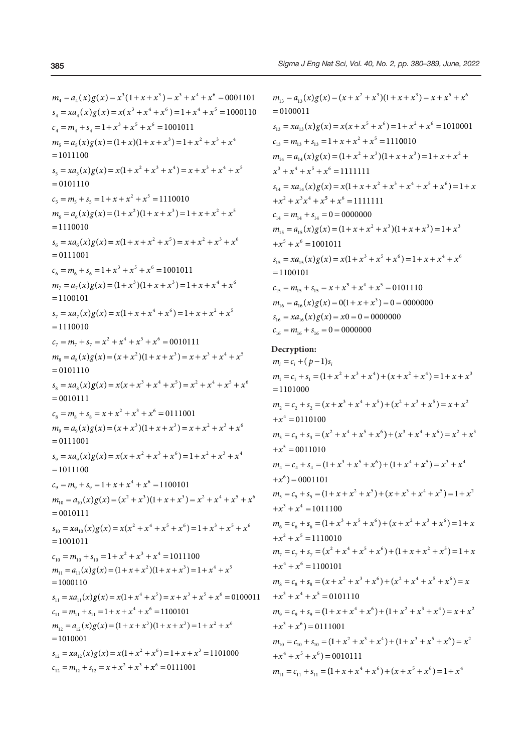$m_4 = a_4(x)g(x) = x^3(1+x+x^3) = x^3 + x^4 + x^6 = 0001101$

$s_4 = xa_4(x)g(x) = x(x^3 + x^4 + x^6) = 1 + x^4 + x^5 = 1000110$

$c_4 = m_4 + s_4 = 1 + x^3 + x^5 + x^6 = 1001011$

$m_5 = a_5(x)g(x) = (1+x)(1+x+x^3) = 1 + x^2 + x^3 + x^4 = 1011100$

$s_5 = xa_5(x)g(x) = x(1 + x^2 + x^3 + x^4) = x + x^3 + x^4 + x^5 = 0101110$

$c_5 = m_5 + s_5 = 1 + x + x^2 + x^5 = 1110010$

$m_6 = a_6(x)g(x) = (1+x^2)(1+x+x^3) = 1 + x + x^2 + x^5 = 1110010$

$s_6 = xa_6(x)g(x) = x(1 + x + x^2 + x^5) = x + x^2 + x^3 + x^6 = 0111001$

$c_6 = m_6 + s_6 = 1 + x^3 + x^5 + x^6 = 1001011$

$m_7 = a_7(x)g(x) = (1+x^3)(1+x+x^3) = 1 + x + x^4 + x^6 = 1100101$

$s_7 = xa_7(x)g(x) = x(1 + x + x^4 + x^6) = 1 + x + x^2 + x^5 = 1110010$

$c_7 = m_7 + s_7 = x^2 + x^4 + x^5 + x^6 = 0010111$

$m_8 = a_8(x)g(x) = (x + x^2)(1+x+x^3) = x + x^3 + x^4 + x^5 = 0101110$

$s_8 = xa_8(x)g(x) = x(x + x^3 + x^4 + x^5) = x^2 + x^4 + x^5 + x^6 = 0010111$

$c_8 = m_8 + s_8 = x + x^2 + x^3 + x^6 = 0111001$

$m_9 = a_9(x)g(x) = (x + x^3)(1+x+x^3) = x + x^2 + x^3 + x^6 = 0111001$

$s_9 = xa_9(x)g(x) = x(x + x^2 + x^3 + x^6) = 1 + x^2 + x^3 + x^4 = 1011100$

$c_9 = m_9 + s_9 = 1 + x + x^4 + x^6 = 1100101$

$m_{10} = a_{10}(x)g(x) = (x^2 + x^3)(1+x+x^3) = x^2 + x^4 + x^5 + x^6 = 0010111$

$s_{10} = xa_{10}(x)g(x) = x(x^2 + x^4 + x^5 + x^6) = 1 + x^3 + x^5 + x^6 = 1001011$

$c_{10} = m_{10} + s_{10} = 1 + x^2 + x^3 + x^4 = 1011100$

$m_{11} = a_{11}(x)g(x) = (1 + x + x^2)(1+x+x^3) = 1 + x^4 + x^5 = 1000110$

$s_{11} = xa_{11}(x)g(x) = x(1 + x^4 + x^5) = x + x^3 + x^5 + x^6 = 0100011$

$c_{11} = m_{11} + s_{11} = 1 + x + x^4 + x^6 = 1100101$

$m_{12} = a_{12}(x)g(x) = (1 + x + x^3)(1+x+x^3) = 1 + x^2 + x^6 = 1010001$

$s_{12} = xa_{12}(x)g(x) = x(1 + x^2 + x^6) = 1 + x + x^3 = 1101000$

$c_{12} = m_{12} + s_{12} = x + x^2 + x^3 + x^6 = 0111001$

$m_{13} = a_{13}(x)g(x) = (x + x^2 + x^3)(1+x+x^3) = x + x^5 + x^6 = 0100011$

$s_{13} = xa_{13}(x)g(x) = x(x + x^5 + x^6) = 1 + x^2 + x^6 = 1010001$

$c_{13} = m_{13} + s_{13} = 1 + x + x^2 + x^5 = 1110010$

$m_{14} = a_{14}(x)g(x) = (1 + x^2 + x^3)(1+x+x^3) = 1 + x + x^2 + x^3 + x^4 + x^5 + x^6 = 1111111$

$s_{14} = xa_{14}(x)g(x) = x(1 + x + x^2 + x^3 + x^4 + x^5 + x^6) = 1 + x + x^2 + x^3 x^4 + x^5 + x^6 = 1111111$

$c_{14} = m_{14} + s_{14} = 0 = 0000000$

$m_{15} = a_{15}(x)g(x) = (1 + x + x^2 + x^3)(1+x+x^3) = 1 + x^3 + x^5 + x^6 = 1001011$

$s_{15} = xa_{15}(x)g(x) = x(1 + x^3 + x^5 + x^6) = 1 + x + x^4 + x^6 = 1100101$

$c_{15} = m_{15} + s_{15} = x + x^3 + x^4 + x^5 = 0101110$

$m_{16} = a_{16}(x)g(x) = 0(1+x+x^3) = 0 = 0000000$

$s_{16} = xa_{16}(x)g(x) = x0 = 0 = 0000000$

$c_{16} = m_{16} + s_{16} = 0 = 0000000$

**Decryption:**

$m_i = c_i + (p-1)s_i$

$m_1 = c_1 + s_1 = (1 + x^2 + x^3 + x^4) + (x + x^2 + x^4) = 1 + x + x^3 = 1101000$

$m_2 = c_2 + s_2 = (x + x^3 + x^4 + x^5) + (x^2 + x^3 + x^5) = x + x^2 + x^4 = 0110100$

$m_3 = c_3 + s_3 = (x^2 + x^4 + x^5 + x^6) + (x^3 + x^4 + x^6) = x^2 + x^3 + x^5 = 0011010$

$m_4 = c_4 + s_4 = (1 + x^3 + x^5 + x^6) + (1 + x^4 + x^5) = x^3 + x^4 + x^6) = 0001101$

$m_5 = c_5 + s_5 = (1 + x + x^2 + x^5) + (x + x^3 + x^4 + x^5) = 1 + x^2 + x^3 + x^4 = 1011100$

$m_6 = c_6 + s_6 = (1 + x^3 + x^5 + x^6) + (x + x^2 + x^3 + x^6) = 1 + x + x^2 + x^5 = 1110010$

$m_7 = c_7 + s_7 = (x^2 + x^4 + x^5 + x^6) + (1 + x + x^2 + x^5) = 1 + x + x^4 + x^6 = 1100101$

$m_8 = c_8 + s_8 = (x + x^2 + x^3 + x^6) + (x^2 + x^4 + x^5 + x^6) = x + x^3 + x^4 + x^5 = 0101110$

$m_9 = c_9 + s_9 = (1 + x + x^4 + x^6) + (1 + x^2 + x^3 + x^4) = x + x^2 + x^3 + x^6) = 0111001$

$m_{10} = c_{10} + s_{10} = (1 + x^2 + x^3 + x^4) + (1 + x^3 + x^5 + x^6) = x^2 + x^4 + x^5 + x^6) = 0010111$

$m_{11} = c_{11} + s_{11} = (1 + x + x^4 + x^6) + (x + x^5 + x^6) = 1 + x^4$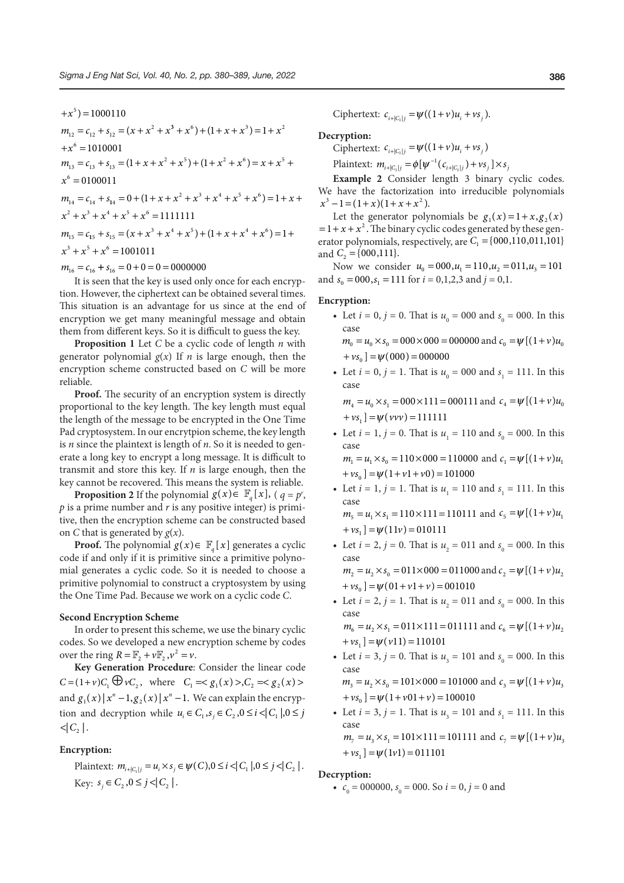$+x^5) = 1000110$

$m_{12} = c_{12} + s_{12} = (x + x^2 + x^3 + x^6) + (1 + x + x^3) = 1 + x^2$ $+ x^6 = 1010001$

$m_{13} = c_{13} + s_{13} = (1 + x + x^2 + x^5) + (1 + x^2 + x^6) = x + x^5 +$ $x^6 = 0100011$

$m_{14} = c_{14} + s_{14} = 0 + (1 + x + x^2 + x^3 + x^4 + x^5 + x^6) = 1 + x +$ $x^2 + x^3 + x^4 + x^5 + x^6 = 1111111$

$m_{15} = c_{15} + s_{15} = (x + x^3 + x^4 + x^5) + (1 + x + x^4 + x^6) = 1 +$ $x^3 + x^5 + x^6 = 1001011$

$m_{16} = c_{16} + s_{16} = 0 + 0 = 0 = 0000000$

It is seen that the key is used only once for each encryption. However, the ciphertext can be obtained several times. This situation is an advantage for us since at the end of encryption we get many meaningful message and obtain them from different keys. So it is difficult to guess the key.

**Proposition 1** Let $C$ be a cyclic code of length $n$ with generator polynomial $g(x)$ If $n$ is large enough, then the encryption scheme constructed based on $C$ will be more reliable.

**Proof.** The security of an encryption system is directly proportional to the key length. The key length must equal the length of the message to be encrypted in the One Time Pad cryptosystem. In our encrytpion scheme, the key length is $n$ since the plaintext is length of $n$. So it is needed to generate a long key to encrypt a long message. It is difficult to transmit and store this key. If $n$ is large enough, then the key cannot be recovered. This means the system is reliable.

**Proposition 2** If the polynomial $g(x) \in \mathbb{F}_q[x]$, ( $q = p^r$, $p$ is a prime number and $r$ is any positive integer) is primitive, then the encryption scheme can be constructed based on $C$ that is generated by $g(x)$.

**Proof.** The polynomial $g(x) \in \mathbb{F}_q[x]$ generates a cyclic code if and only if it is primitive since a primitive polynomial generates a cyclic code. So it is needed to choose a primitive polynomial to construct a cryptosystem by using the One Time Pad. Because we work on a cyclic code $C$.

**Second Encryption Scheme**

In order to present this scheme, we use the binary cyclic codes. So we developed a new encryption scheme by codes over the ring $R = \mathbb{F}_2 + v\mathbb{F}_2, v^2 = v$.

**Key Generation Procedure**: Consider the linear code $C = (1+v)C_1 \bigoplus vC_2$, where $C_1 = < g_1(x) >, C_2 = < g_2(x) >$ and $g_1(x) \,|\, x^n - 1, g_2(x) \,|\, x^n - 1$. We can explain the encryption and decryption while $u_i \in C_1, s_j \in C_2, 0 \le i < |C_1|, 0 \le j < |C_2|$.

**Encryption:**

Plaintext: $m_{i+|C_1|j} = u_i \times s_j \in \psi(C), 0 \le i < |C_1|, 0 \le j < |C_2|$.

Key: $s_j \in C_2, 0 \le j < |C_2|$.

Ciphertext: $c_{i+|C_1|j} = \psi((1+v)u_i + vs_j)$.

**Decryption:**

Ciphertext: $c_{i+|C_1|j} = \psi((1+v)u_i + vs_j)$

Plaintext: $m_{i+|C_1|j} = \phi[\psi^{-1}(c_{i+|C_1|j}) + vs_j] \times s_j$

**Example 2** Consider length 3 binary cyclic codes. We have the factorization into irreducible polynomials $x^3 - 1 = (1+x)(1+x+x^2)$.

Let the generator polynomials be $g_1(x) = 1 + x, g_2(x) = 1 + x + x^2$. The binary cyclic codes generated by these generator polynomials, respectively, are $C_1 = \{000, 110, 011, 101\}$ and $C_2 = \{000, 111\}$.

Now we consider $u_0 = 000, u_1 = 110, u_2 = 011, u_3 = 101$ and $s_0 = 000, s_1 = 111$ for $i = 0,1,2,3$ and $j = 0,1$.

**Encryption:**

- Let $i = 0$, $j = 0$. That is $u_0 = 000$ and $s_0 = 000$. In this case
  $m_0 = u_0 \times s_0 = 000 \times 000 = 000000$ and $c_0 = \psi[(1+v)u_0 + vs_0] = \psi(000) = 000000$
- Let $i = 0$, $j = 1$. That is $u_0 = 000$ and $s_1 = 111$. In this case
  $m_4 = u_0 \times s_1 = 000 \times 111 = 000111$ and $c_4 = \psi[(1+v)u_0 + vs_1] = \psi(vvv) = 111111$
- Let $i = 1$, $j = 0$. That is $u_1 = 110$ and $s_0 = 000$. In this case
  $m_1 = u_1 \times s_0 = 110 \times 000 = 110000$ and $c_1 = \psi[(1+v)u_1 + vs_0] = \psi(1+v1+v0) = 101000$
- Let $i = 1$, $j = 1$. That is $u_1 = 110$ and $s_1 = 111$. In this case
  $m_5 = u_1 \times s_1 = 110 \times 111 = 110111$ and $c_5 = \psi[(1+v)u_1 + vs_1] = \psi(11v) = 010111$
- Let $i = 2$, $j = 0$. That is $u_2 = 011$ and $s_0 = 000$. In this case
  $m_2 = u_2 \times s_0 = 011 \times 000 = 011000$ and $c_2 = \psi[(1+v)u_2 + vs_0] = \psi(01+v1+v) = 001010$
- Let $i = 2$, $j = 1$. That is $u_2 = 011$ and $s_0 = 000$. In this case
  $m_6 = u_2 \times s_1 = 011 \times 111 = 011111$ and $c_6 = \psi[(1+v)u_2 + vs_1] = \psi(v11) = 110101$
- Let $i = 3$, $j = 0$. That is $u_3 = 101$ and $s_0 = 000$. In this case
  $m_3 = u_2 \times s_0 = 101 \times 000 = 101000$ and $c_3 = \psi[(1+v)u_3 + vs_0] = \psi(1+v01+v) = 100010$
- Let $i = 3$, $j = 1$. That is $u_3 = 101$ and $s_1 = 111$. In this case
  $m_7 = u_3 \times s_1 = 101 \times 111 = 101111$ and $c_7 = \psi[(1+v)u_3 + vs_1] = \psi(1v1) = 011101$

**Decryption:**

- $c_0 = 000000$, $s_0 = 000$. So $i = 0$, $j = 0$ and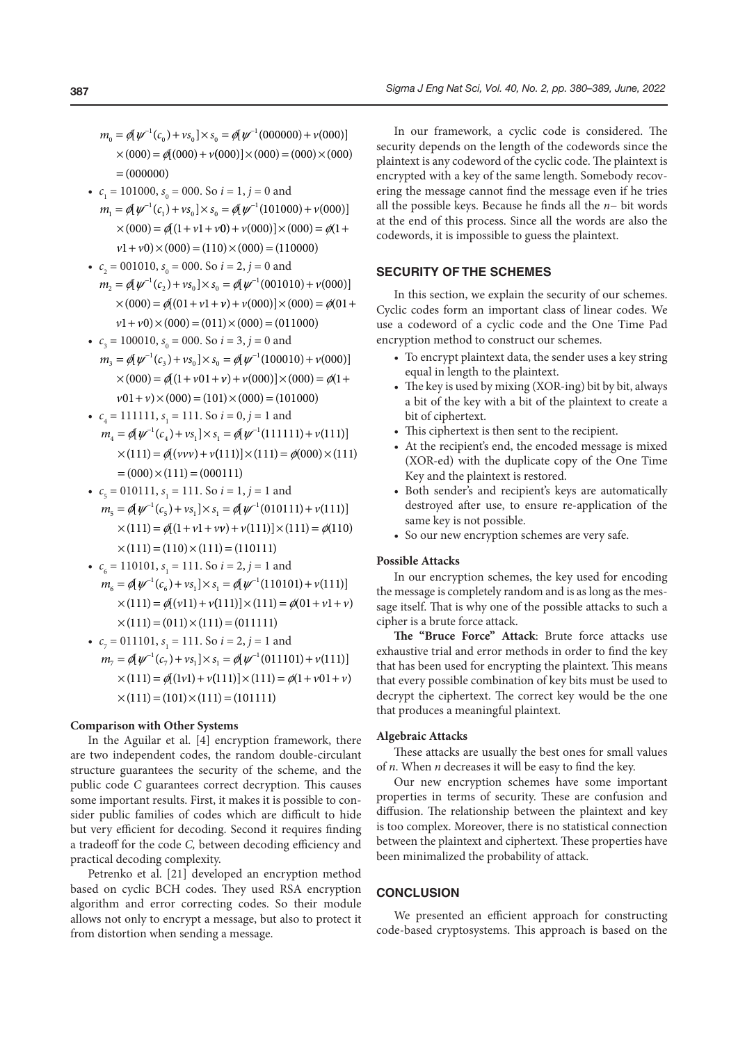$$m_0 = \phi[\psi^{-1}(c_0) + vs_0] \times s_0 = \phi[\psi^{-1}(000000) + v(000)]$$
$$\times (000) = \phi[(000) + v(000)] \times (000) = (000) \times (000)$$
$$= (000000)$$

- $c_1 = 101000$, $s_0 = 000$. So $i = 1$, $j = 0$ and
$$m_1 = \phi[\psi^{-1}(c_1) + vs_0] \times s_0 = \phi[\psi^{-1}(101000) + v(000)]$$
$$\times (000) = \phi[(1 + v1 + v0) + v(000)] \times (000) = \phi(1 +$$
$$v1 + v0) \times (000) = (110) \times (000) = (110000)$$
- $c_2 = 001010$, $s_0 = 000$. So $i = 2$, $j = 0$ and
$$m_2 = \phi[\psi^{-1}(c_2) + vs_0] \times s_0 = \phi[\psi^{-1}(001010) + v(000)]$$
$$\times (000) = \phi[(01 + v1 + v) + v(000)] \times (000) = \phi(01 +$$
$$v1 + v0) \times (000) = (011) \times (000) = (011000)$$
- $c_3 = 100010$, $s_0 = 000$. So $i = 3$, $j = 0$ and
$$m_3 = \phi[\psi^{-1}(c_3) + vs_0] \times s_0 = \phi[\psi^{-1}(100010) + v(000)]$$
$$\times (000) = \phi[(1 + v01 + v) + v(000)] \times (000) = \phi(1 +$$
$$v01 + v) \times (000) = (101) \times (000) = (101000)$$
- $c_4 = 111111$, $s_1 = 111$. So $i = 0$, $j = 1$ and
$$m_4 = \phi[\psi^{-1}(c_4) + vs_1] \times s_1 = \phi[\psi^{-1}(111111) + v(111)]$$
$$\times (111) = \phi[(vvv) + v(111)] \times (111) = \phi(000) \times (111)$$
$$= (000) \times (111) = (000111)$$
- $c_5 = 010111$, $s_1 = 111$. So $i = 1$, $j = 1$ and
$$m_5 = \phi[\psi^{-1}(c_5) + vs_1] \times s_1 = \phi[\psi^{-1}(010111) + v(111)]$$
$$\times (111) = \phi[(1 + v1 + vv) + v(111)] \times (111) = \phi(110)$$
$$\times (111) = (110) \times (111) = (110111)$$
- $c_6 = 110101$, $s_1 = 111$. So $i = 2$, $j = 1$ and
$$m_6 = \phi[\psi^{-1}(c_6) + vs_1] \times s_1 = \phi[\psi^{-1}(110101) + v(111)]$$
$$\times (111) = \phi[(v11) + v(111)] \times (111) = \phi(01 + v1 + v)$$
$$\times (111) = (011) \times (111) = (011111)$$
- $c_7 = 011101$, $s_1 = 111$. So $i = 2$, $j = 1$ and
$$m_7 = \phi[\psi^{-1}(c_7) + vs_1] \times s_1 = \phi[\psi^{-1}(011101) + v(111)]$$
$$\times (111) = \phi[(1v1) + v(111)] \times (111) = \phi(1 + v01 + v)$$
$$\times (111) = (101) \times (111) = (101111)$$

**Comparison with Other Systems**

In the Aguilar et al. [4] encryption framework, there are two independent codes, the random double-circulant structure guarantees the security of the scheme, and the public code $C$ guarantees correct decryption. This causes some important results. First, it makes it is possible to consider public families of codes which are difficult to hide but very efficient for decoding. Second it requires finding a tradeoff for the code $C$, between decoding efficiency and practical decoding complexity.

Petrenko et al. [21] developed an encryption method based on cyclic BCH codes. They used RSA encryption algorithm and error correcting codes. So their module allows not only to encrypt a message, but also to protect it from distortion when sending a message.

In our framework, a cyclic code is considered. The security depends on the length of the codewords since the plaintext is any codeword of the cyclic code. The plaintext is encrypted with a key of the same length. Somebody recovering the message cannot find the message even if he tries all the possible keys. Because he finds all the $n-$ bit words at the end of this process. Since all the words are also the codewords, it is impossible to guess the plaintext.

## SECURITY OF THE SCHEMES

In this section, we explain the security of our schemes. Cyclic codes form an important class of linear codes. We use a codeword of a cyclic code and the One Time Pad encryption method to construct our schemes.

- To encrypt plaintext data, the sender uses a key string equal in length to the plaintext.
- The key is used by mixing (XOR-ing) bit by bit, always a bit of the key with a bit of the plaintext to create a bit of ciphertext.
- This ciphertext is then sent to the recipient.
- At the recipient's end, the encoded message is mixed (XOR-ed) with the duplicate copy of the One Time Key and the plaintext is restored.
- Both sender's and recipient's keys are automatically destroyed after use, to ensure re-application of the same key is not possible.
- So our new encryption schemes are very safe.

**Possible Attacks**

In our encryption schemes, the key used for encoding the message is completely random and is as long as the message itself. That is why one of the possible attacks to such a cipher is a brute force attack.

**The "Bruce Force" Attack**: Brute force attacks use exhaustive trial and error methods in order to find the key that has been used for encrypting the plaintext. This means that every possible combination of key bits must be used to decrypt the ciphertext. The correct key would be the one that produces a meaningful plaintext.

**Algebraic Attacks**

These attacks are usually the best ones for small values of $n$. When $n$ decreases it will be easy to find the key.

Our new encryption schemes have some important properties in terms of security. These are confusion and diffusion. The relationship between the plaintext and key is too complex. Moreover, there is no statistical connection between the plaintext and ciphertext. These properties have been minimalized the probability of attack.

## CONCLUSION

We presented an efficient approach for constructing code-based cryptosystems. This approach is based on the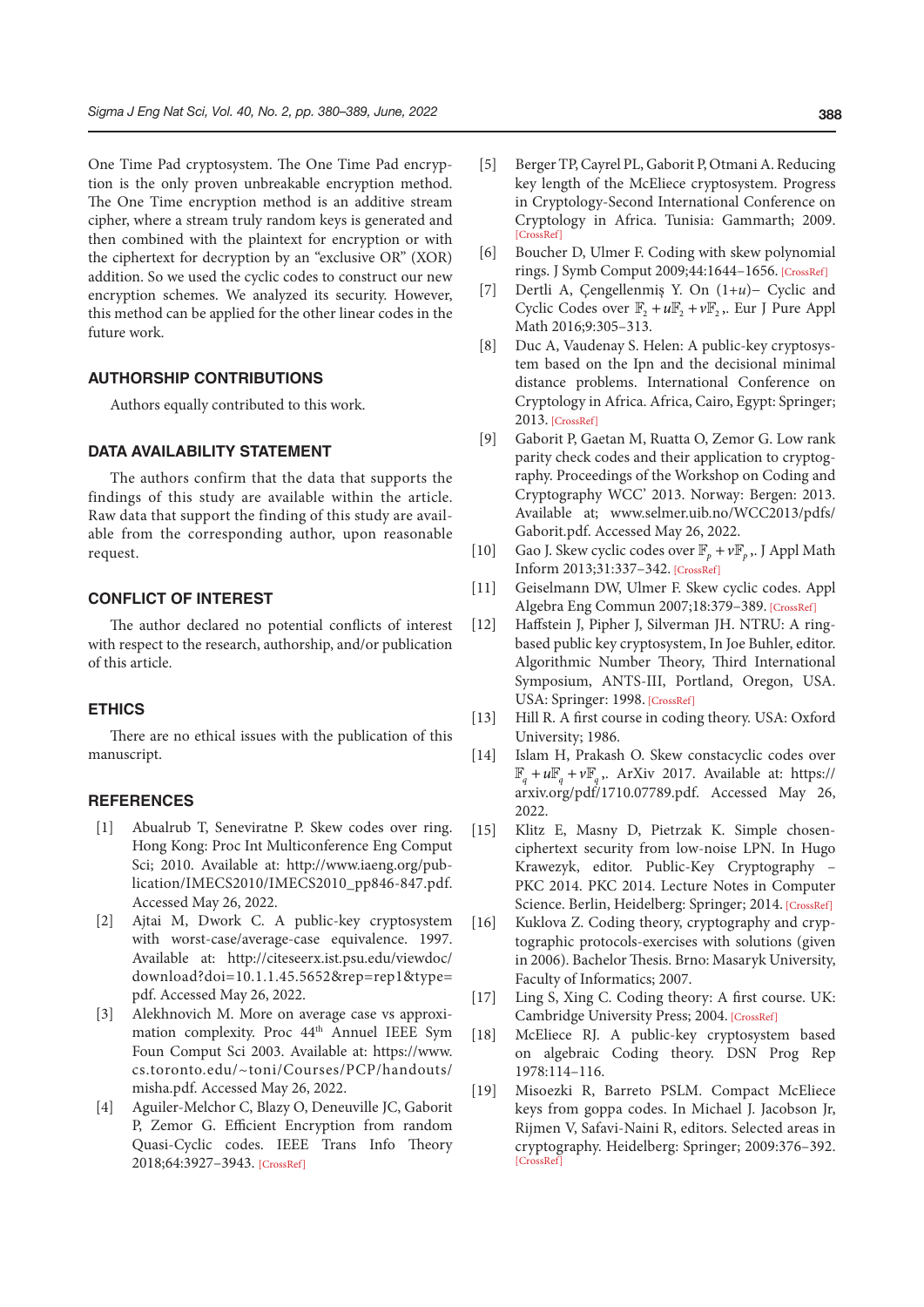One Time Pad cryptosystem. The One Time Pad encryption is the only proven unbreakable encryption method. The One Time encryption method is an additive stream cipher, where a stream truly random keys is generated and then combined with the plaintext for encryption or with the ciphertext for decryption by an "exclusive OR" (XOR) addition. So we used the cyclic codes to construct our new encryption schemes. We analyzed its security. However, this method can be applied for the other linear codes in the future work.

## AUTHORSHIP CONTRIBUTIONS

Authors equally contributed to this work.

## DATA AVAILABILITY STATEMENT

The authors confirm that the data that supports the findings of this study are available within the article. Raw data that support the finding of this study are available from the corresponding author, upon reasonable request.

## CONFLICT OF INTEREST

The author declared no potential conflicts of interest with respect to the research, authorship, and/or publication of this article.

## ETHICS

There are no ethical issues with the publication of this manuscript.

## REFERENCES

[1] Abualrub T, Seneviratne P. Skew codes over ring. Hong Kong: Proc Int Multiconference Eng Comput Sci; 2010. Available at: http://www.iaeng.org/publication/IMECS2010/IMECS2010_pp846-847.pdf. Accessed May 26, 2022.

[2] Ajtai M, Dwork C. A public-key cryptosystem with worst-case/average-case equivalence. 1997. Available at: http://citeseerx.ist.psu.edu/viewdoc/download?doi=10.1.1.45.5652&rep=rep1&type=pdf. Accessed May 26, 2022.

[3] Alekhnovich M. More on average case vs approximation complexity. Proc 44th Annuel IEEE Sym Foun Comput Sci 2003. Available at: https://www.cs.toronto.edu/~toni/Courses/PCP/handouts/misha.pdf. Accessed May 26, 2022.

[4] Aguiler-Melchor C, Blazy O, Deneuville JC, Gaborit P, Zemor G. Efficient Encryption from random Quasi-Cyclic codes. IEEE Trans Info Theory 2018;64:3927–3943. [CrossRef]

[5] Berger TP, Cayrel PL, Gaborit P, Otmani A. Reducing key length of the McEliece cryptosystem. Progress in Cryptology-Second International Conference on Cryptology in Africa. Tunisia: Gammarth; 2009. [CrossRef]

[6] Boucher D, Ulmer F. Coding with skew polynomial rings. J Symb Comput 2009;44:1644–1656. [CrossRef]

[7] Dertli A, Çengellenmiş Y. On $(1+u)$− Cyclic and Cyclic Codes over $\mathbb{F}_2 + u\mathbb{F}_2 + v\mathbb{F}_2$,. Eur J Pure Appl Math 2016;9:305–313.

[8] Duc A, Vaudenay S. Helen: A public-key cryptosystem based on the Ipn and the decisional minimal distance problems. International Conference on Cryptology in Africa. Africa, Cairo, Egypt: Springer; 2013. [CrossRef]

[9] Gaborit P, Gaetan M, Ruatta O, Zemor G. Low rank parity check codes and their application to cryptography. Proceedings of the Workshop on Coding and Cryptography WCC' 2013. Norway: Bergen: 2013. Available at; www.selmer.uib.no/WCC2013/pdfs/Gaborit.pdf. Accessed May 26, 2022.

[10] Gao J. Skew cyclic codes over $\mathbb{F}_p + v\mathbb{F}_p$,. J Appl Math Inform 2013;31:337–342. [CrossRef]

[11] Geiselmann DW, Ulmer F. Skew cyclic codes. Appl Algebra Eng Commun 2007;18:379–389. [CrossRef]

[12] Haffstein J, Pipher J, Silverman JH. NTRU: A ring-based public key cryptosystem, In Joe Buhler, editor. Algorithmic Number Theory, Third International Symposium, ANTS-III, Portland, Oregon, USA. USA: Springer: 1998. [CrossRef]

[13] Hill R. A first course in coding theory. USA: Oxford University; 1986.

[14] Islam H, Prakash O. Skew constacyclic codes over $\mathbb{F}_q + u\mathbb{F}_q + v\mathbb{F}_q$,. ArXiv 2017. Available at: https://arxiv.org/pdf/1710.07789.pdf. Accessed May 26, 2022.

[15] Klitz E, Masny D, Pietrzak K. Simple chosen-ciphertext security from low-noise LPN. In Hugo Krawezyk, editor. Public-Key Cryptography – PKC 2014. PKC 2014. Lecture Notes in Computer Science. Berlin, Heidelberg: Springer; 2014. [CrossRef]

[16] Kuklova Z. Coding theory, cryptography and cryptographic protocols-exercises with solutions (given in 2006). Bachelor Thesis. Brno: Masaryk University, Faculty of Informatics; 2007.

[17] Ling S, Xing C. Coding theory: A first course. UK: Cambridge University Press; 2004. [CrossRef]

[18] McEliece RJ. A public-key cryptosystem based on algebraic Coding theory. DSN Prog Rep 1978:114–116.

[19] Misoezki R, Barreto PSLM. Compact McEliece keys from goppa codes. In Michael J. Jacobson Jr, Rijmen V, Safavi-Naini R, editors. Selected areas in cryptography. Heidelberg: Springer; 2009:376–392. [CrossRef]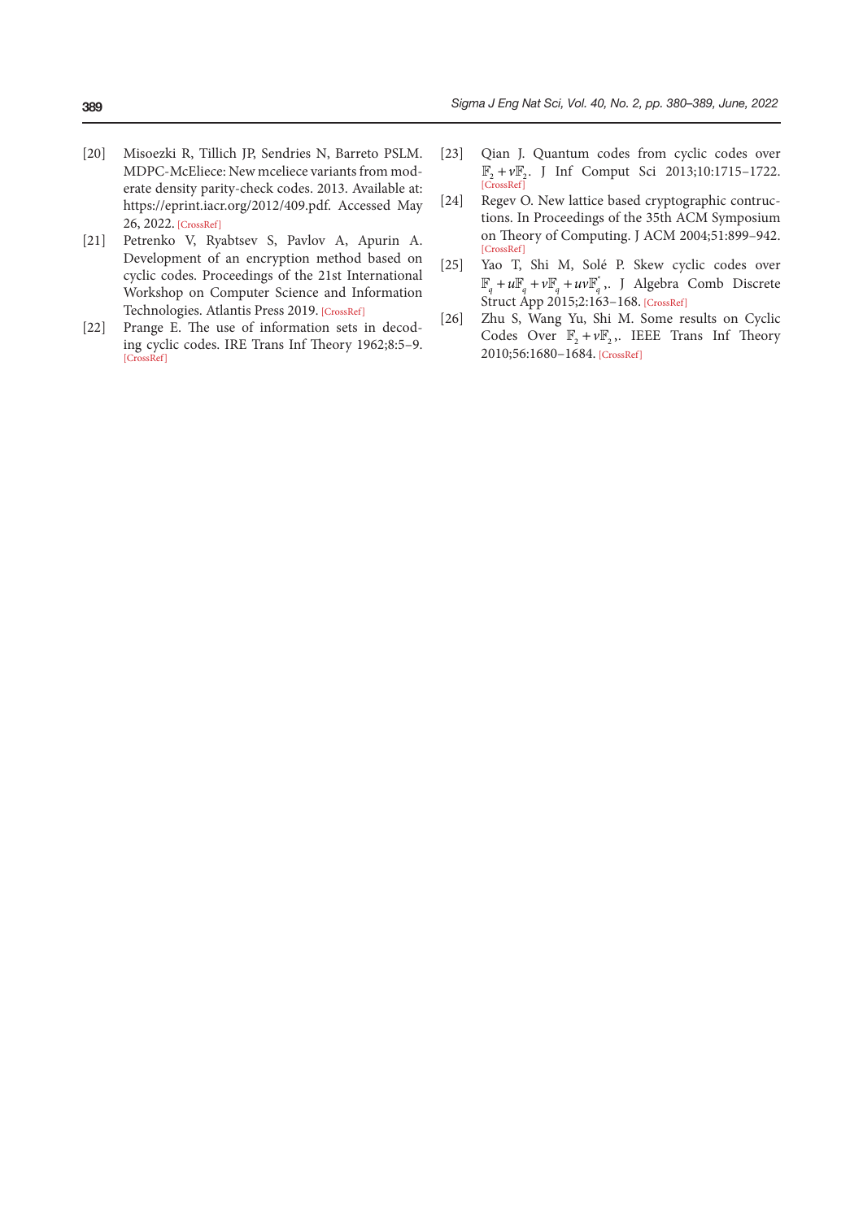[20] Misoezki R, Tillich JP, Sendries N, Barreto PSLM. MDPC-McEliece: New mceliece variants from moderate density parity-check codes. 2013. Available at: https://eprint.iacr.org/2012/409.pdf. Accessed May 26, 2022. [CrossRef]

[21] Petrenko V, Ryabtsev S, Pavlov A, Apurin A. Development of an encryption method based on cyclic codes. Proceedings of the 21st International Workshop on Computer Science and Information Technologies. Atlantis Press 2019. [CrossRef]

[22] Prange E. The use of information sets in decoding cyclic codes. IRE Trans Inf Theory 1962;8:5–9. [CrossRef]

[23] Qian J. Quantum codes from cyclic codes over $\mathbb{F}_2 + v\mathbb{F}_2$. J Inf Comput Sci 2013;10:1715–1722. [CrossRef]

[24] Regev O. New lattice based cryptographic contructions. In Proceedings of the 35th ACM Symposium on Theory of Computing. J ACM 2004;51:899–942. [CrossRef]

[25] Yao T, Shi M, Solé P. Skew cyclic codes over $\mathbb{F}_q + u\mathbb{F}_q + v\mathbb{F}_q + uv\mathbb{F}_q^*$,. J Algebra Comb Discrete Struct App 2015;2:163–168. [CrossRef]

[26] Zhu S, Wang Yu, Shi M. Some results on Cyclic Codes Over $\mathbb{F}_2 + v\mathbb{F}_2$,. IEEE Trans Inf Theory 2010;56:1680–1684. [CrossRef]